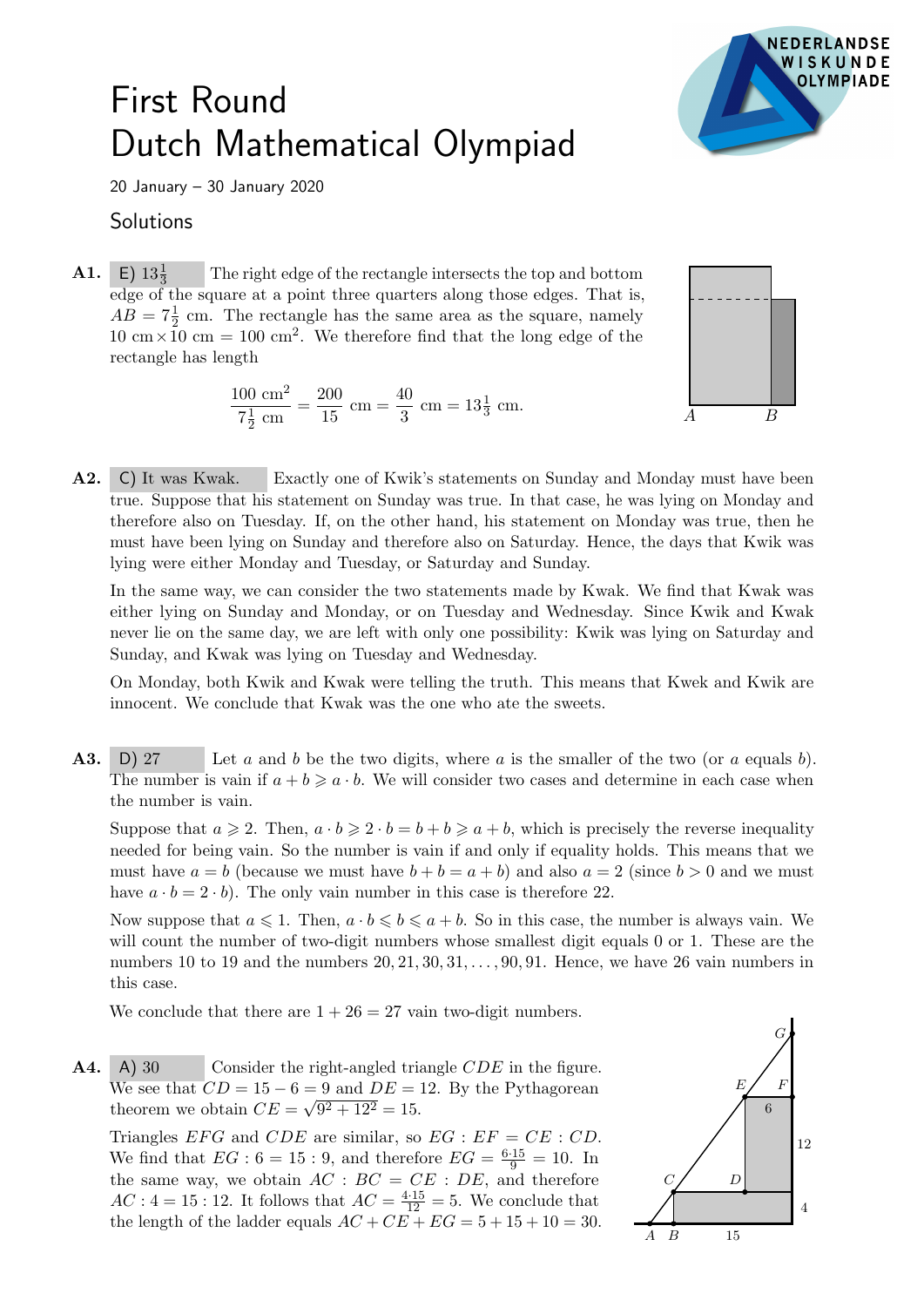# First Round Dutch Mathematical Olympiad

20 January – 30 January 2020

## Solutions

**A1.** E) $13\frac{1}{3}$ The right edge of the rectangle intersects the top and bottom edge of the square at a point three quarters along those edges. That is, $AB = 7\frac{1}{2}$ cm. The rectangle has the same area as the square, namely $10 \text{ cm} \times 10 \text{ cm} = 100 \text{ cm}^2$. We therefore find that the long edge of the rectangle has length

$$\frac{100 \text{ cm}^2}{7\frac{1}{2} \text{ cm}} = \frac{200}{15} \text{ cm} = \frac{40}{3} \text{ cm} = 13\tfrac{1}{3} \text{ cm}.$$

**A2.** C) It was Kwak. Exactly one of Kwik's statements on Sunday and Monday must have been true. Suppose that his statement on Sunday was true. In that case, he was lying on Monday and therefore also on Tuesday. If, on the other hand, his statement on Monday was true, then he must have been lying on Sunday and therefore also on Saturday. Hence, the days that Kwik was lying were either Monday and Tuesday, or Saturday and Sunday.

In the same way, we can consider the two statements made by Kwak. We find that Kwak was either lying on Sunday and Monday, or on Tuesday and Wednesday. Since Kwik and Kwak never lie on the same day, we are left with only one possibility: Kwik was lying on Saturday and Sunday, and Kwak was lying on Tuesday and Wednesday.

On Monday, both Kwik and Kwak were telling the truth. This means that Kwek and Kwik are innocent. We conclude that Kwak was the one who ate the sweets.

**A3.** D) 27 Let $a$ and $b$ be the two digits, where $a$ is the smaller of the two (or $a$ equals $b$). The number is vain if $a + b \geqslant a \cdot b$. We will consider two cases and determine in each case when the number is vain.

Suppose that $a \geqslant 2$. Then, $a \cdot b \geqslant 2 \cdot b = b + b \geqslant a + b$, which is precisely the reverse inequality needed for being vain. So the number is vain if and only if equality holds. This means that we must have $a = b$ (because we must have $b + b = a + b$) and also $a = 2$ (since $b > 0$ and we must have $a \cdot b = 2 \cdot b$). The only vain number in this case is therefore 22.

Now suppose that $a \leqslant 1$. Then, $a \cdot b \leqslant b \leqslant a + b$. So in this case, the number is always vain. We will count the number of two-digit numbers whose smallest digit equals 0 or 1. These are the numbers 10 to 19 and the numbers $20, 21, 30, 31, \ldots, 90, 91$. Hence, we have 26 vain numbers in this case.

We conclude that there are $1 + 26 = 27$ vain two-digit numbers.

**A4.** A) 30 Consider the right-angled triangle $CDE$ in the figure. We see that $CD = 15 - 6 = 9$ and $DE = 12$. By the Pythagorean theorem we obtain $CE = \sqrt{9^2 + 12^2} = 15$.

Triangles $EFG$ and $CDE$ are similar, so $EG : EF = CE : CD$. We find that $EG : 6 = 15 : 9$, and therefore $EG = \frac{6 \cdot 15}{9} = 10$. In the same way, we obtain $AC : BC = CE : DE$, and therefore $AC : 4 = 15 : 12$. It follows that $AC = \frac{4 \cdot 15}{12} = 5$. We conclude that the length of the ladder equals $AC + CE + EG = 5 + 15 + 10 = 30$.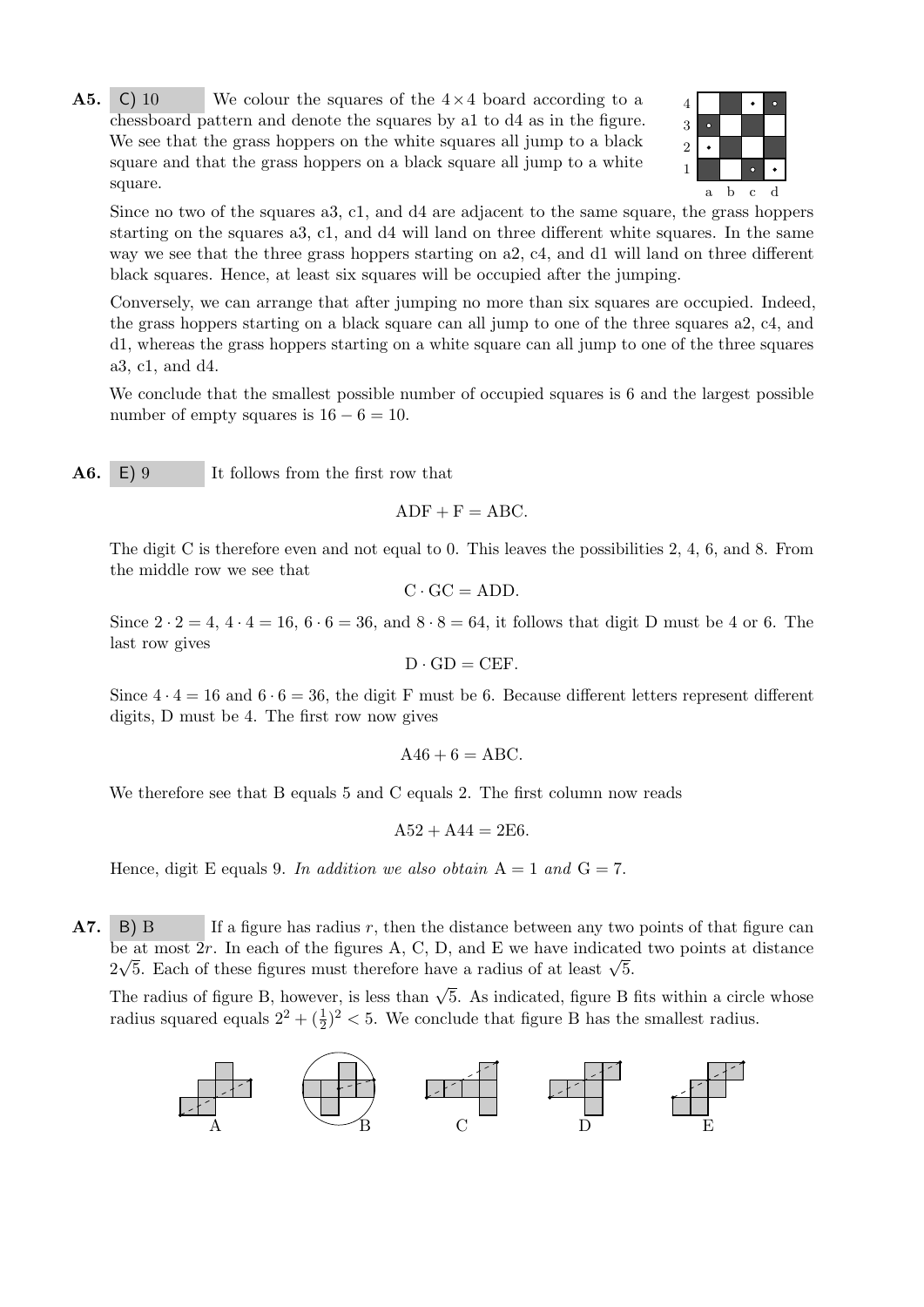**A5.** C) 10 We colour the squares of the $4 \times 4$ board according to a chessboard pattern and denote the squares by a1 to d4 as in the figure. We see that the grass hoppers on the white squares all jump to a black square and that the grass hoppers on a black square all jump to a white square.

Since no two of the squares a3, c1, and d4 are adjacent to the same square, the grass hoppers starting on the squares a3, c1, and d4 will land on three different white squares. In the same way we see that the three grass hoppers starting on a2, c4, and d1 will land on three different black squares. Hence, at least six squares will be occupied after the jumping.

Conversely, we can arrange that after jumping no more than six squares are occupied. Indeed, the grass hoppers starting on a black square can all jump to one of the three squares a2, c4, and d1, whereas the grass hoppers starting on a white square can all jump to one of the three squares a3, c1, and d4.

We conclude that the smallest possible number of occupied squares is 6 and the largest possible number of empty squares is $16 - 6 = 10$.

**A6.** E) 9 It follows from the first row that

$$\text{ADF} + \text{F} = \text{ABC}.$$

The digit C is therefore even and not equal to 0. This leaves the possibilities 2, 4, 6, and 8. From the middle row we see that

$$\text{C} \cdot \text{GC} = \text{ADD}.$$

Since $2 \cdot 2 = 4$, $4 \cdot 4 = 16$, $6 \cdot 6 = 36$, and $8 \cdot 8 = 64$, it follows that digit D must be 4 or 6. The last row gives

$$\text{D} \cdot \text{GD} = \text{CEF}.$$

Since $4 \cdot 4 = 16$ and $6 \cdot 6 = 36$, the digit F must be 6. Because different letters represent different digits, D must be 4. The first row now gives

$$\text{A46} + 6 = \text{ABC}.$$

We therefore see that B equals 5 and C equals 2. The first column now reads

$$\text{A52} + \text{A44} = \text{2E6}.$$

Hence, digit E equals 9. *In addition we also obtain* A = 1 *and* G = 7.

**A7.** B) B If a figure has radius $r$, then the distance between any two points of that figure can be at most $2r$. In each of the figures A, C, D, and E we have indicated two points at distance $2\sqrt{5}$. Each of these figures must therefore have a radius of at least $\sqrt{5}$.

The radius of figure B, however, is less than $\sqrt{5}$. As indicated, figure B fits within a circle whose radius squared equals $2^2 + (\frac{1}{2})^2 < 5$. We conclude that figure B has the smallest radius.

A B C D E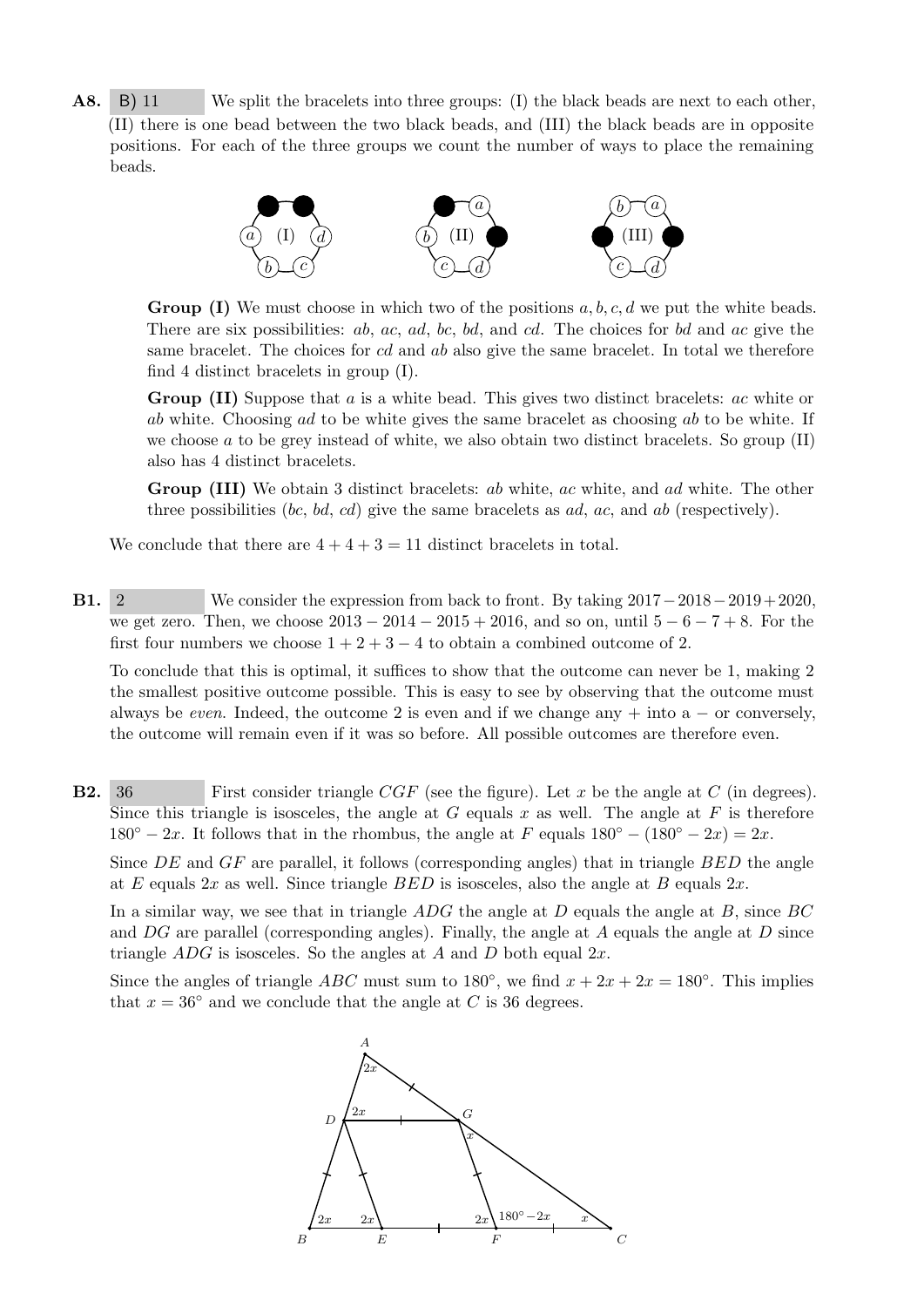**A8.** B) 11 We split the bracelets into three groups: (I) the black beads are next to each other, (II) there is one bead between the two black beads, and (III) the black beads are in opposite positions. For each of the three groups we count the number of ways to place the remaining beads.

**Group (I)** We must choose in which two of the positions $a, b, c, d$ we put the white beads. There are six possibilities: $ab$, $ac$, $ad$, $bc$, $bd$, and $cd$. The choices for $bd$ and $ac$ give the same bracelet. The choices for $cd$ and $ab$ also give the same bracelet. In total we therefore find 4 distinct bracelets in group (I).

**Group (II)** Suppose that $a$ is a white bead. This gives two distinct bracelets: $ac$ white or $ab$ white. Choosing $ad$ to be white gives the same bracelet as choosing $ab$ to be white. If we choose $a$ to be grey instead of white, we also obtain two distinct bracelets. So group (II) also has 4 distinct bracelets.

**Group (III)** We obtain 3 distinct bracelets: $ab$ white, $ac$ white, and $ad$ white. The other three possibilities ($bc$, $bd$, $cd$) give the same bracelets as $ad$, $ac$, and $ab$ (respectively).

We conclude that there are $4 + 4 + 3 = 11$ distinct bracelets in total.

**B1.** 2 We consider the expression from back to front. By taking $2017 - 2018 - 2019 + 2020$, we get zero. Then, we choose $2013 - 2014 - 2015 + 2016$, and so on, until $5 - 6 - 7 + 8$. For the first four numbers we choose $1 + 2 + 3 - 4$ to obtain a combined outcome of 2.

To conclude that this is optimal, it suffices to show that the outcome can never be 1, making 2 the smallest positive outcome possible. This is easy to see by observing that the outcome must always be *even*. Indeed, the outcome 2 is even and if we change any $+$ into a $-$ or conversely, the outcome will remain even if it was so before. All possible outcomes are therefore even.

**B2.** 36 First consider triangle $CGF$ (see the figure). Let $x$ be the angle at $C$ (in degrees). Since this triangle is isosceles, the angle at $G$ equals $x$ as well. The angle at $F$ is therefore $180° - 2x$. It follows that in the rhombus, the angle at $F$ equals $180° - (180° - 2x) = 2x$.

Since $DE$ and $GF$ are parallel, it follows (corresponding angles) that in triangle $BED$ the angle at $E$ equals $2x$ as well. Since triangle $BED$ is isosceles, also the angle at $B$ equals $2x$.

In a similar way, we see that in triangle $ADG$ the angle at $D$ equals the angle at $B$, since $BC$ and $DG$ are parallel (corresponding angles). Finally, the angle at $A$ equals the angle at $D$ since triangle $ADG$ is isosceles. So the angles at $A$ and $D$ both equal $2x$.

Since the angles of triangle $ABC$ must sum to $180°$, we find $x + 2x + 2x = 180°$. This implies that $x = 36°$ and we conclude that the angle at $C$ is 36 degrees.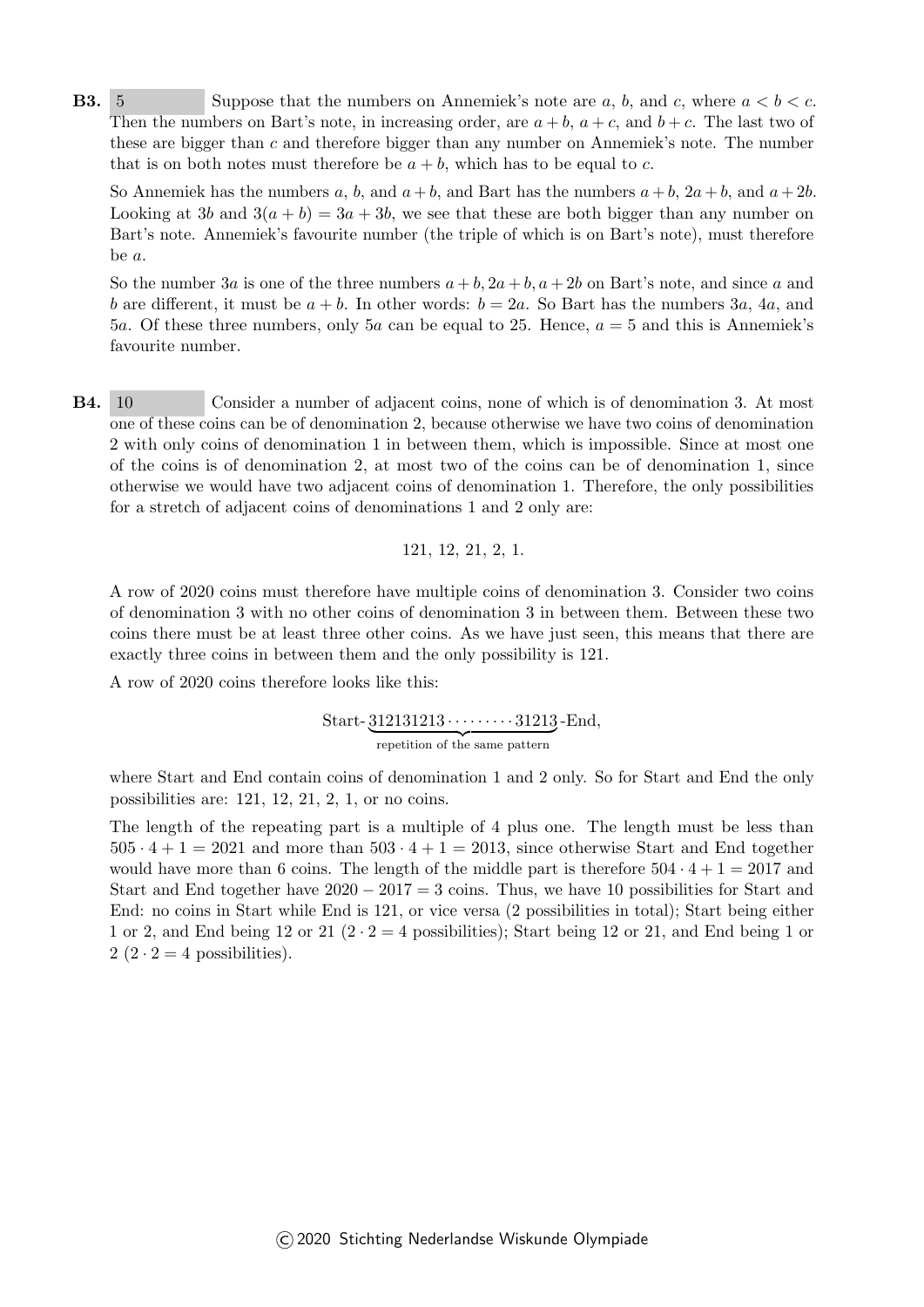**B3.** 5 Suppose that the numbers on Annemiek's note are $a$, $b$, and $c$, where $a < b < c$. Then the numbers on Bart's note, in increasing order, are $a+b$, $a+c$, and $b+c$. The last two of these are bigger than $c$ and therefore bigger than any number on Annemiek's note. The number that is on both notes must therefore be $a+b$, which has to be equal to $c$.

So Annemiek has the numbers $a$, $b$, and $a+b$, and Bart has the numbers $a+b$, $2a+b$, and $a+2b$. Looking at $3b$ and $3(a+b) = 3a+3b$, we see that these are both bigger than any number on Bart's note. Annemiek's favourite number (the triple of which is on Bart's note), must therefore be $a$.

So the number $3a$ is one of the three numbers $a+b, 2a+b, a+2b$ on Bart's note, and since $a$ and $b$ are different, it must be $a+b$. In other words: $b = 2a$. So Bart has the numbers $3a$, $4a$, and $5a$. Of these three numbers, only $5a$ can be equal to 25. Hence, $a = 5$ and this is Annemiek's favourite number.

**B4.** 10 Consider a number of adjacent coins, none of which is of denomination 3. At most one of these coins can be of denomination 2, because otherwise we have two coins of denomination 2 with only coins of denomination 1 in between them, which is impossible. Since at most one of the coins is of denomination 2, at most two of the coins can be of denomination 1, since otherwise we would have two adjacent coins of denomination 1. Therefore, the only possibilities for a stretch of adjacent coins of denominations 1 and 2 only are:

$$121,\ 12,\ 21,\ 2,\ 1.$$

A row of 2020 coins must therefore have multiple coins of denomination 3. Consider two coins of denomination 3 with no other coins of denomination 3 in between them. Between these two coins there must be at least three other coins. As we have just seen, this means that there are exactly three coins in between them and the only possibility is 121.

A row of 2020 coins therefore looks like this:

$$\text{Start-}\underbrace{312131213\cdots\cdots\cdots31213}_{\text{repetition of the same pattern}}\text{-End},$$

where Start and End contain coins of denomination 1 and 2 only. So for Start and End the only possibilities are: 121, 12, 21, 2, 1, or no coins.

The length of the repeating part is a multiple of 4 plus one. The length must be less than $505 \cdot 4 + 1 = 2021$ and more than $503 \cdot 4 + 1 = 2013$, since otherwise Start and End together would have more than 6 coins. The length of the middle part is therefore $504 \cdot 4 + 1 = 2017$ and Start and End together have $2020 - 2017 = 3$ coins. Thus, we have 10 possibilities for Start and End: no coins in Start while End is 121, or vice versa (2 possibilities in total); Start being either 1 or 2, and End being 12 or 21 ($2 \cdot 2 = 4$ possibilities); Start being 12 or 21, and End being 1 or 2 ($2 \cdot 2 = 4$ possibilities).